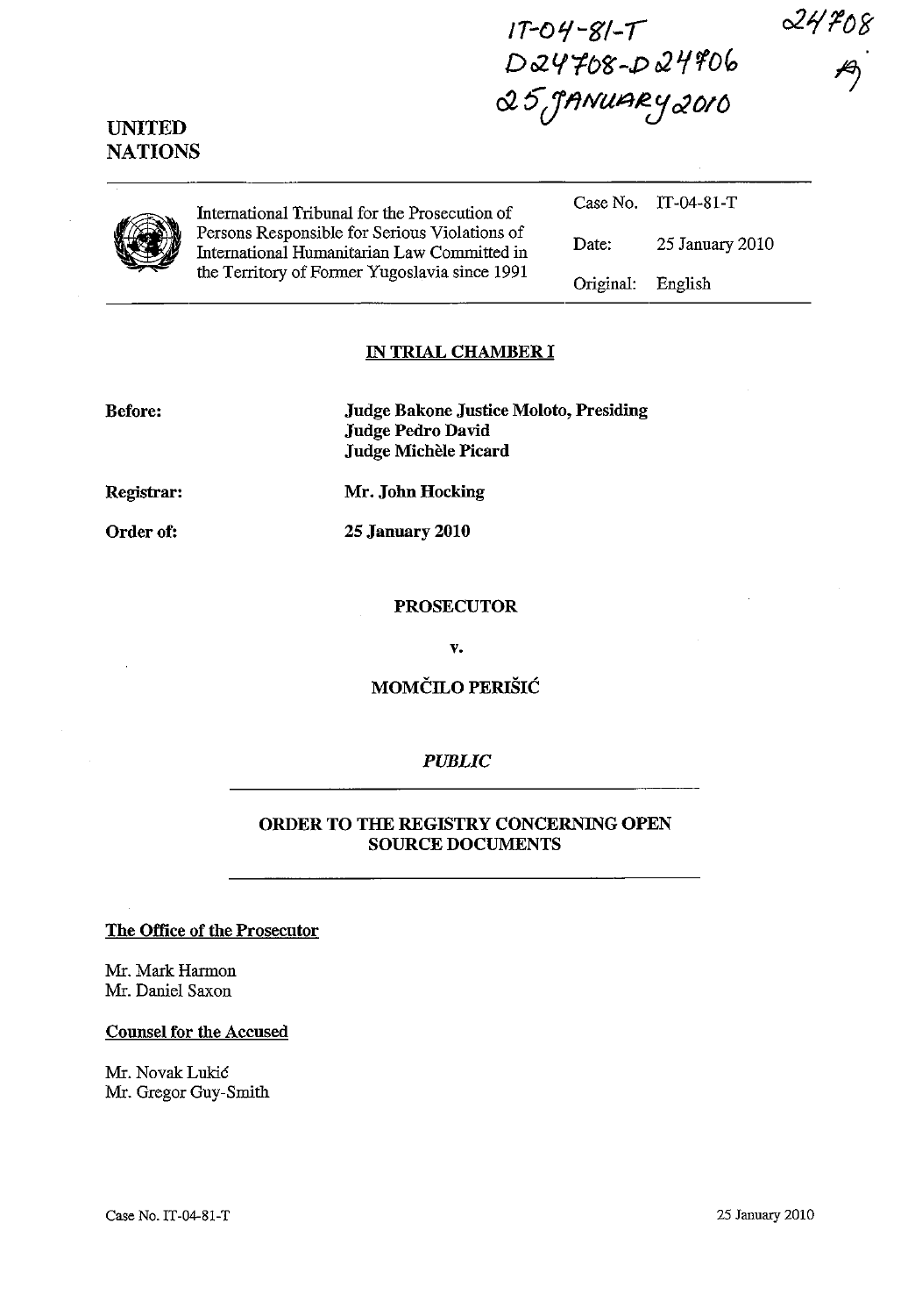IT-04-81-T
D24708-D24706
25 JANUARY 2010

24708

UNITED NATIONS

International Tribunal for the Prosecution of Persons Responsible for Serious Violations of International Humanitarian Law Committed in the Territory of Former Yugoslavia since 1991

| | |
|---|---|
| Case No. | IT-04-81-T |
| Date: | 25 January 2010 |
| Original: | English |

## IN TRIAL CHAMBER I

**Before:** **Judge Bakone Justice Moloto, Presiding**
**Judge Pedro David**
**Judge Michèle Picard**

**Registrar:** **Mr. John Hocking**

**Order of:** **25 January 2010**

**PROSECUTOR**

**v.**

**MOMČILO PERIŠIĆ**

***PUBLIC***

## ORDER TO THE REGISTRY CONCERNING OPEN SOURCE DOCUMENTS

**The Office of the Prosecutor**

Mr. Mark Harmon
Mr. Daniel Saxon

**Counsel for the Accused**

Mr. Novak Lukić
Mr. Gregor Guy-Smith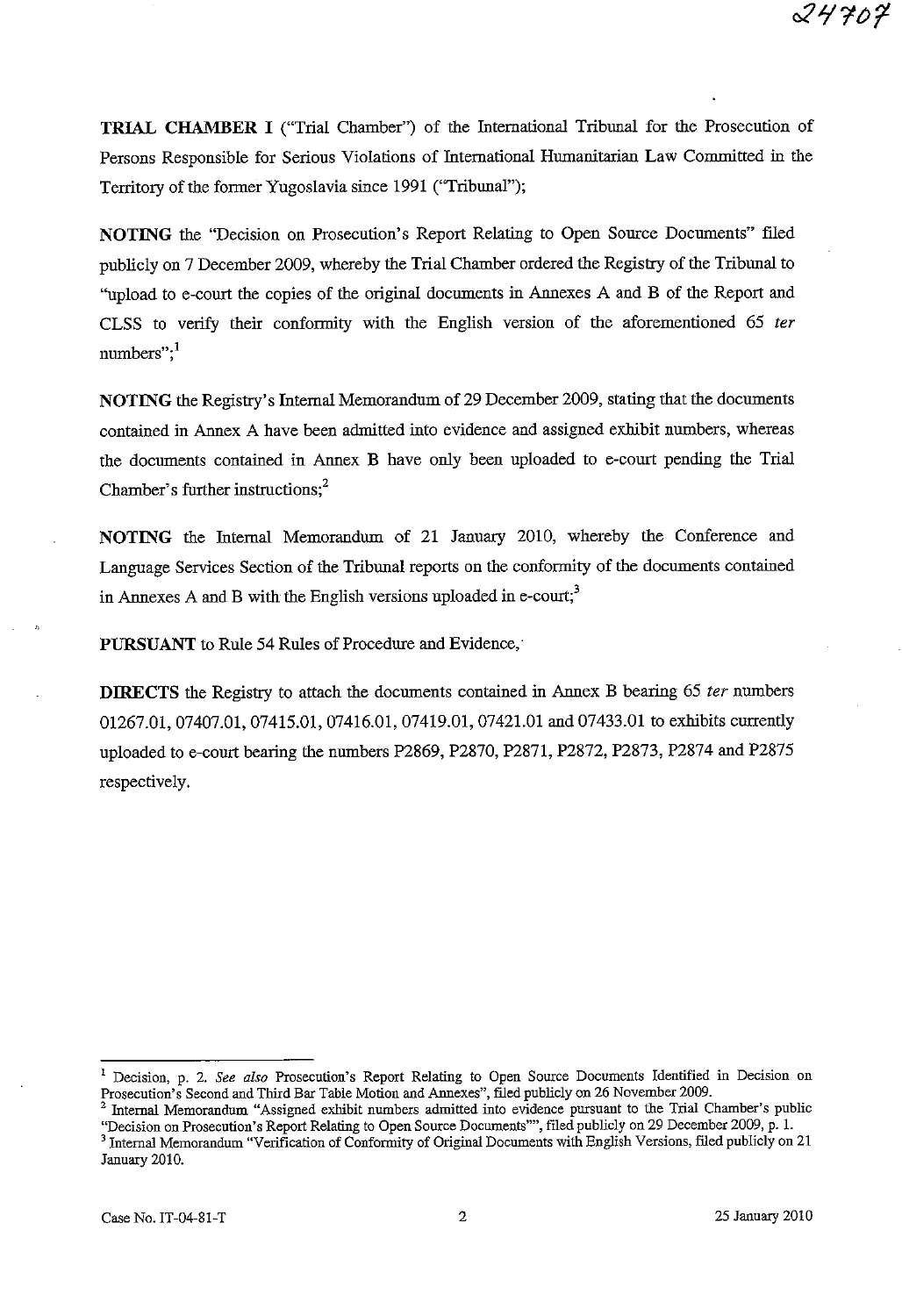**TRIAL CHAMBER I** ("Trial Chamber") of the International Tribunal for the Prosecution of Persons Responsible for Serious Violations of International Humanitarian Law Committed in the Territory of the former Yugoslavia since 1991 ("Tribunal");

**NOTING** the "Decision on Prosecution's Report Relating to Open Source Documents" filed publicly on 7 December 2009, whereby the Trial Chamber ordered the Registry of the Tribunal to "upload to e-court the copies of the original documents in Annexes A and B of the Report and CLSS to verify their conformity with the English version of the aforementioned 65 *ter* numbers";[1]

**NOTING** the Registry's Internal Memorandum of 29 December 2009, stating that the documents contained in Annex A have been admitted into evidence and assigned exhibit numbers, whereas the documents contained in Annex B have only been uploaded to e-court pending the Trial Chamber's further instructions;[2]

**NOTING** the Internal Memorandum of 21 January 2010, whereby the Conference and Language Services Section of the Tribunal reports on the conformity of the documents contained in Annexes A and B with the English versions uploaded in e-court;[3]

**PURSUANT** to Rule 54 Rules of Procedure and Evidence,

**DIRECTS** the Registry to attach the documents contained in Annex B bearing 65 *ter* numbers 01267.01, 07407.01, 07415.01, 07416.01, 07419.01, 07421.01 and 07433.01 to exhibits currently uploaded to e-court bearing the numbers P2869, P2870, P2871, P2872, P2873, P2874 and P2875 respectively.

---

[1] Decision, p. 2. *See also* Prosecution's Report Relating to Open Source Documents Identified in Decision on Prosecution's Second and Third Bar Table Motion and Annexes", filed publicly on 26 November 2009.

[2] Internal Memorandum "Assigned exhibit numbers admitted into evidence pursuant to the Trial Chamber's public "Decision on Prosecution's Report Relating to Open Source Documents"", filed publicly on 29 December 2009, p. 1.

[3] Internal Memorandum "Verification of Conformity of Original Documents with English Versions, filed publicly on 21 January 2010.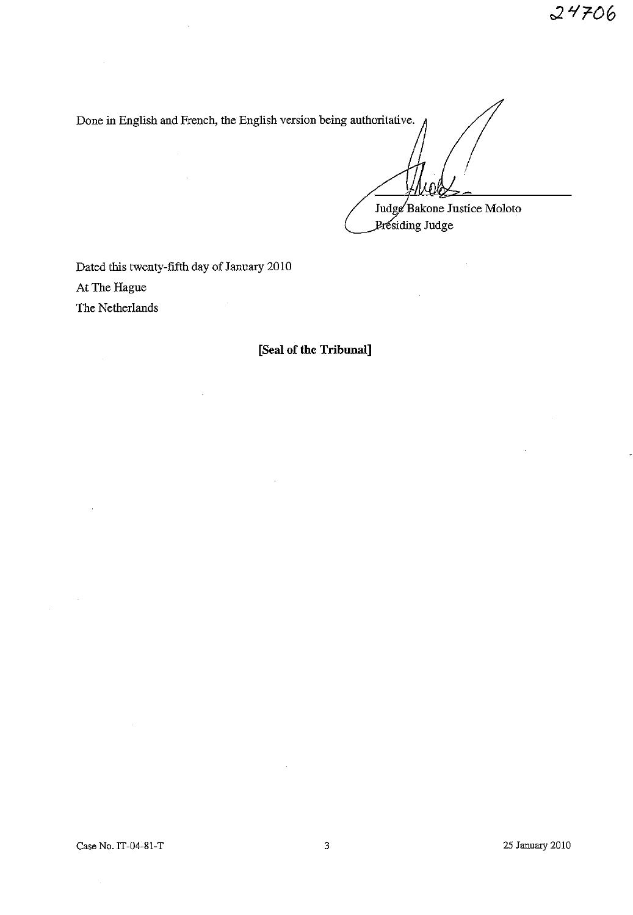Done in English and French, the English version being authoritative.

Judge Bakone Justice Moloto
Presiding Judge

Dated this twenty-fifth day of January 2010
At The Hague
The Netherlands

**[Seal of the Tribunal]**